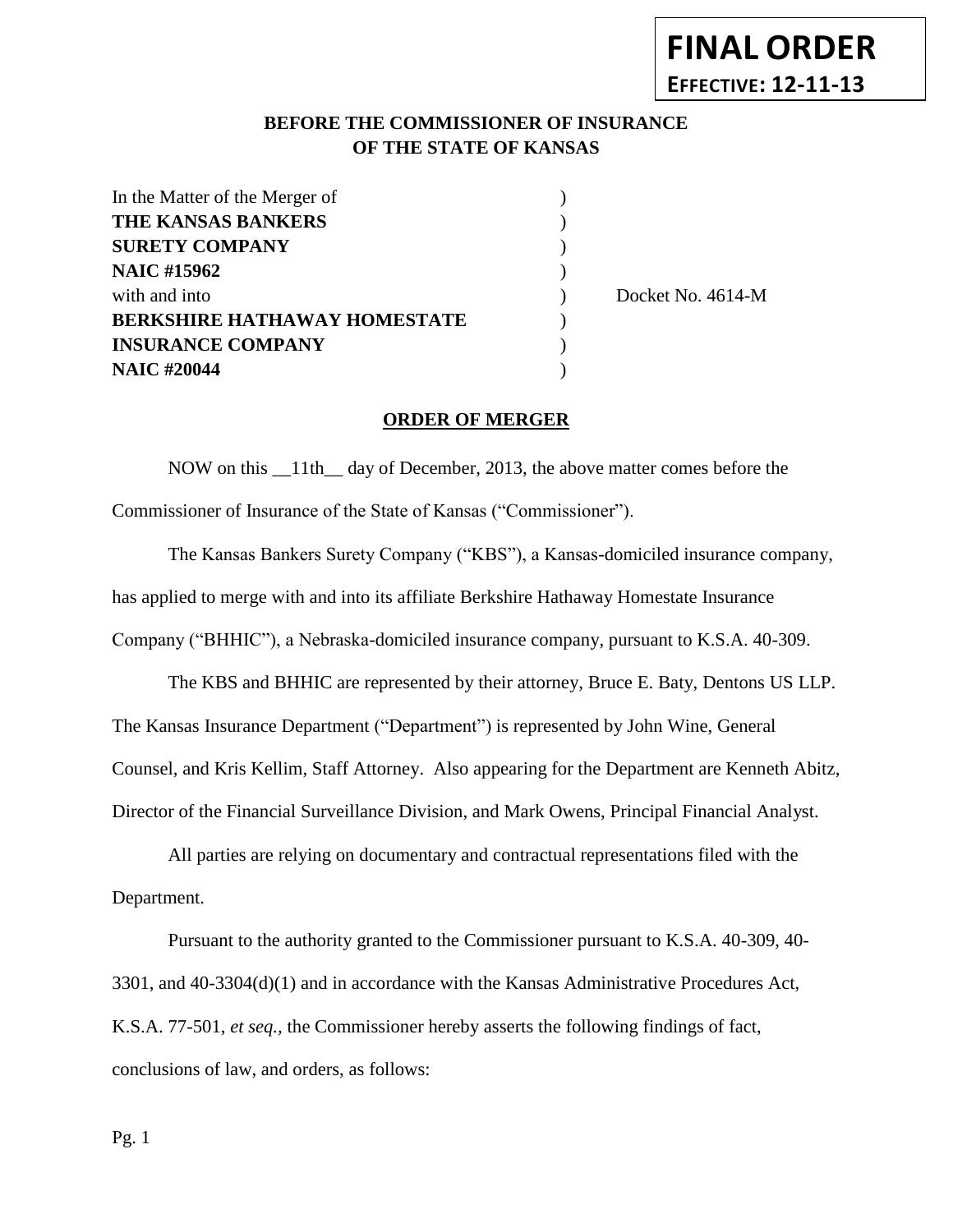**FINAL ORDER**
**EFFECTIVE: 12-11-13**

**BEFORE THE COMMISSIONER OF INSURANCE**
**OF THE STATE OF KANSAS**

| | | |
|---|---|---|
| In the Matter of the Merger of | ) | |
| **THE KANSAS BANKERS** | ) | |
| **SURETY COMPANY** | ) | |
| **NAIC #15962** | ) | |
| with and into | ) | Docket No. 4614-M |
| **BERKSHIRE HATHAWAY HOMESTATE** | ) | |
| **INSURANCE COMPANY** | ) | |
| **NAIC #20044** | ) | |

## ORDER OF MERGER

NOW on this __11th__ day of December, 2013, the above matter comes before the Commissioner of Insurance of the State of Kansas ("Commissioner").

The Kansas Bankers Surety Company ("KBS"), a Kansas-domiciled insurance company, has applied to merge with and into its affiliate Berkshire Hathaway Homestate Insurance Company ("BHHIC"), a Nebraska-domiciled insurance company, pursuant to K.S.A. 40-309.

The KBS and BHHIC are represented by their attorney, Bruce E. Baty, Dentons US LLP. The Kansas Insurance Department ("Department") is represented by John Wine, General Counsel, and Kris Kellim, Staff Attorney. Also appearing for the Department are Kenneth Abitz, Director of the Financial Surveillance Division, and Mark Owens, Principal Financial Analyst.

All parties are relying on documentary and contractual representations filed with the Department.

Pursuant to the authority granted to the Commissioner pursuant to K.S.A. 40-309, 40-3301, and 40-3304(d)(1) and in accordance with the Kansas Administrative Procedures Act, K.S.A. 77-501, *et seq.,* the Commissioner hereby asserts the following findings of fact, conclusions of law, and orders, as follows: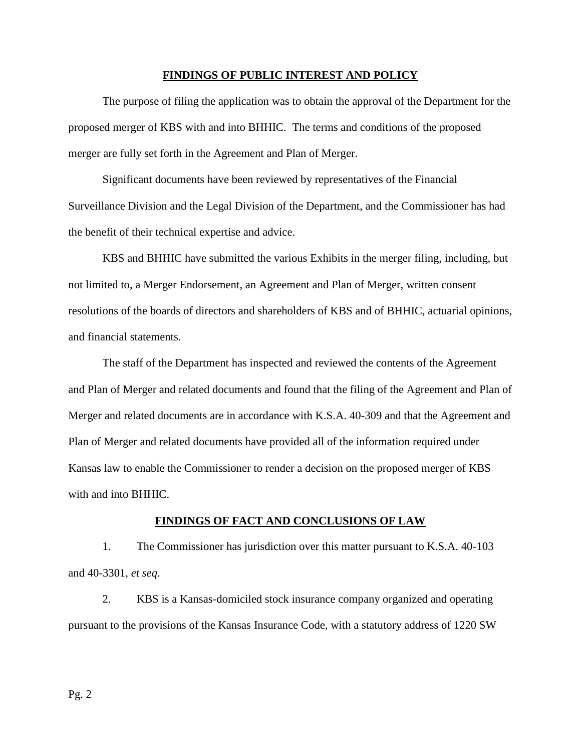## FINDINGS OF PUBLIC INTEREST AND POLICY

The purpose of filing the application was to obtain the approval of the Department for the proposed merger of KBS with and into BHHIC. The terms and conditions of the proposed merger are fully set forth in the Agreement and Plan of Merger.

Significant documents have been reviewed by representatives of the Financial Surveillance Division and the Legal Division of the Department, and the Commissioner has had the benefit of their technical expertise and advice.

KBS and BHHIC have submitted the various Exhibits in the merger filing, including, but not limited to, a Merger Endorsement, an Agreement and Plan of Merger, written consent resolutions of the boards of directors and shareholders of KBS and of BHHIC, actuarial opinions, and financial statements.

The staff of the Department has inspected and reviewed the contents of the Agreement and Plan of Merger and related documents and found that the filing of the Agreement and Plan of Merger and related documents are in accordance with K.S.A. 40-309 and that the Agreement and Plan of Merger and related documents have provided all of the information required under Kansas law to enable the Commissioner to render a decision on the proposed merger of KBS with and into BHHIC.

## FINDINGS OF FACT AND CONCLUSIONS OF LAW

1. The Commissioner has jurisdiction over this matter pursuant to K.S.A. 40-103 and 40-3301, *et seq*.

2. KBS is a Kansas-domiciled stock insurance company organized and operating pursuant to the provisions of the Kansas Insurance Code, with a statutory address of 1220 SW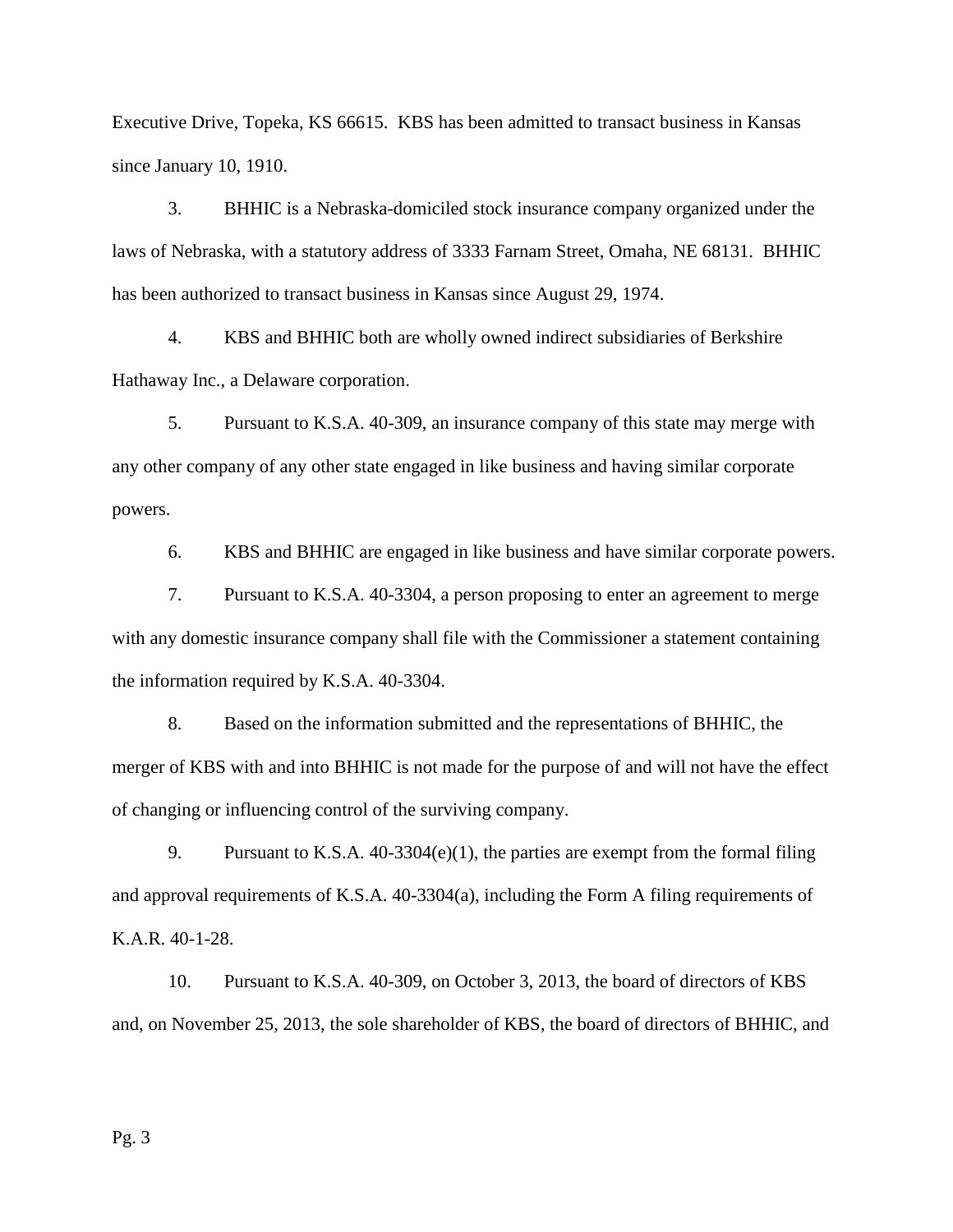Executive Drive, Topeka, KS 66615. KBS has been admitted to transact business in Kansas since January 10, 1910.

3. BHHIC is a Nebraska-domiciled stock insurance company organized under the laws of Nebraska, with a statutory address of 3333 Farnam Street, Omaha, NE 68131. BHHIC has been authorized to transact business in Kansas since August 29, 1974.

4. KBS and BHHIC both are wholly owned indirect subsidiaries of Berkshire Hathaway Inc., a Delaware corporation.

5. Pursuant to K.S.A. 40-309, an insurance company of this state may merge with any other company of any other state engaged in like business and having similar corporate powers.

6. KBS and BHHIC are engaged in like business and have similar corporate powers.

7. Pursuant to K.S.A. 40-3304, a person proposing to enter an agreement to merge with any domestic insurance company shall file with the Commissioner a statement containing the information required by K.S.A. 40-3304.

8. Based on the information submitted and the representations of BHHIC, the merger of KBS with and into BHHIC is not made for the purpose of and will not have the effect of changing or influencing control of the surviving company.

9. Pursuant to K.S.A. 40-3304(e)(1), the parties are exempt from the formal filing and approval requirements of K.S.A. 40-3304(a), including the Form A filing requirements of K.A.R. 40-1-28.

10. Pursuant to K.S.A. 40-309, on October 3, 2013, the board of directors of KBS and, on November 25, 2013, the sole shareholder of KBS, the board of directors of BHHIC, and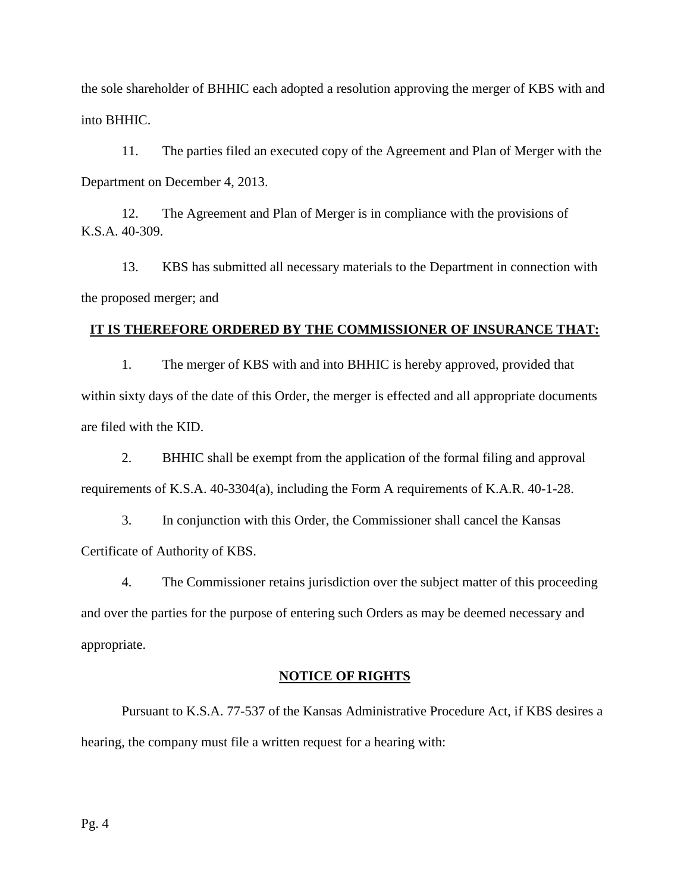the sole shareholder of BHHIC each adopted a resolution approving the merger of KBS with and into BHHIC.

11. The parties filed an executed copy of the Agreement and Plan of Merger with the Department on December 4, 2013.

12. The Agreement and Plan of Merger is in compliance with the provisions of K.S.A. 40-309.

13. KBS has submitted all necessary materials to the Department in connection with the proposed merger; and

**IT IS THEREFORE ORDERED BY THE COMMISSIONER OF INSURANCE THAT:**

1. The merger of KBS with and into BHHIC is hereby approved, provided that within sixty days of the date of this Order, the merger is effected and all appropriate documents are filed with the KID.

2. BHHIC shall be exempt from the application of the formal filing and approval requirements of K.S.A. 40-3304(a), including the Form A requirements of K.A.R. 40-1-28.

3. In conjunction with this Order, the Commissioner shall cancel the Kansas Certificate of Authority of KBS.

4. The Commissioner retains jurisdiction over the subject matter of this proceeding and over the parties for the purpose of entering such Orders as may be deemed necessary and appropriate.

## NOTICE OF RIGHTS

Pursuant to K.S.A. 77-537 of the Kansas Administrative Procedure Act, if KBS desires a hearing, the company must file a written request for a hearing with: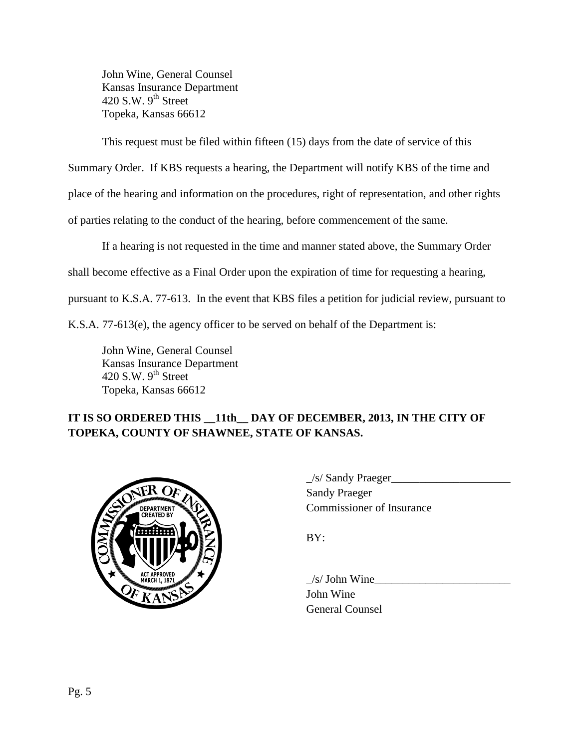John Wine, General Counsel
Kansas Insurance Department
420 S.W. 9th Street
Topeka, Kansas 66612

This request must be filed within fifteen (15) days from the date of service of this Summary Order. If KBS requests a hearing, the Department will notify KBS of the time and place of the hearing and information on the procedures, right of representation, and other rights of parties relating to the conduct of the hearing, before commencement of the same.

If a hearing is not requested in the time and manner stated above, the Summary Order shall become effective as a Final Order upon the expiration of time for requesting a hearing, pursuant to K.S.A. 77-613. In the event that KBS files a petition for judicial review, pursuant to K.S.A. 77-613(e), the agency officer to be served on behalf of the Department is:

John Wine, General Counsel
Kansas Insurance Department
420 S.W. 9th Street
Topeka, Kansas 66612

**IT IS SO ORDERED THIS __11th__ DAY OF DECEMBER, 2013, IN THE CITY OF TOPEKA, COUNTY OF SHAWNEE, STATE OF KANSAS.**

_/s/ Sandy Praeger_____________________
Sandy Praeger
Commissioner of Insurance

BY:

_/s/ John Wine________________________
John Wine
General Counsel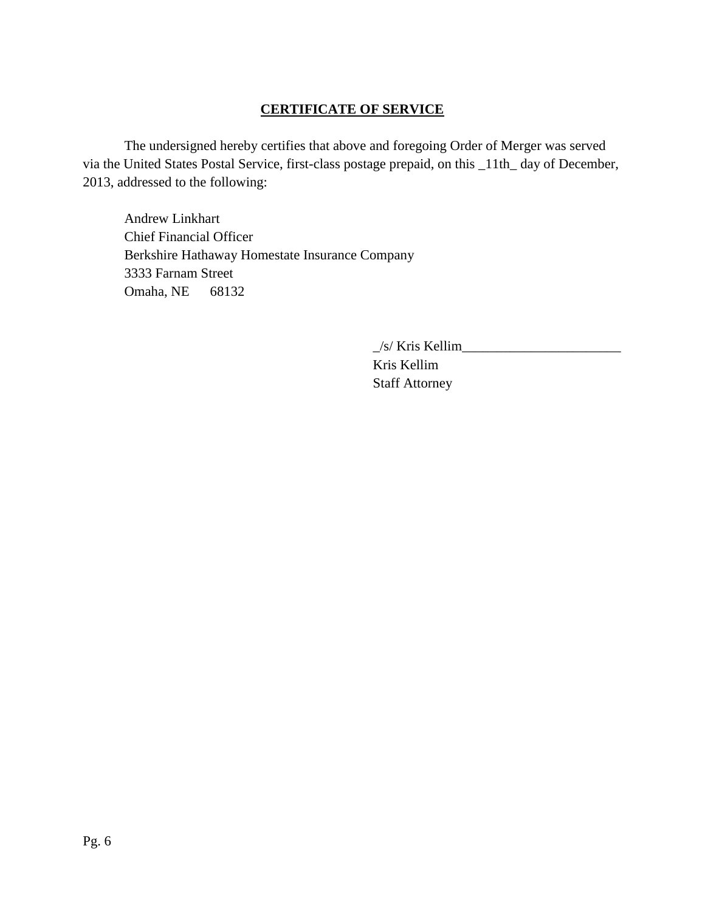## CERTIFICATE OF SERVICE

The undersigned hereby certifies that above and foregoing Order of Merger was served via the United States Postal Service, first-class postage prepaid, on this _11th_ day of December, 2013, addressed to the following:

Andrew Linkhart
Chief Financial Officer
Berkshire Hathaway Homestate Insurance Company
3333 Farnam Street
Omaha, NE 68132

_/s/ Kris Kellim_______________________
Kris Kellim
Staff Attorney